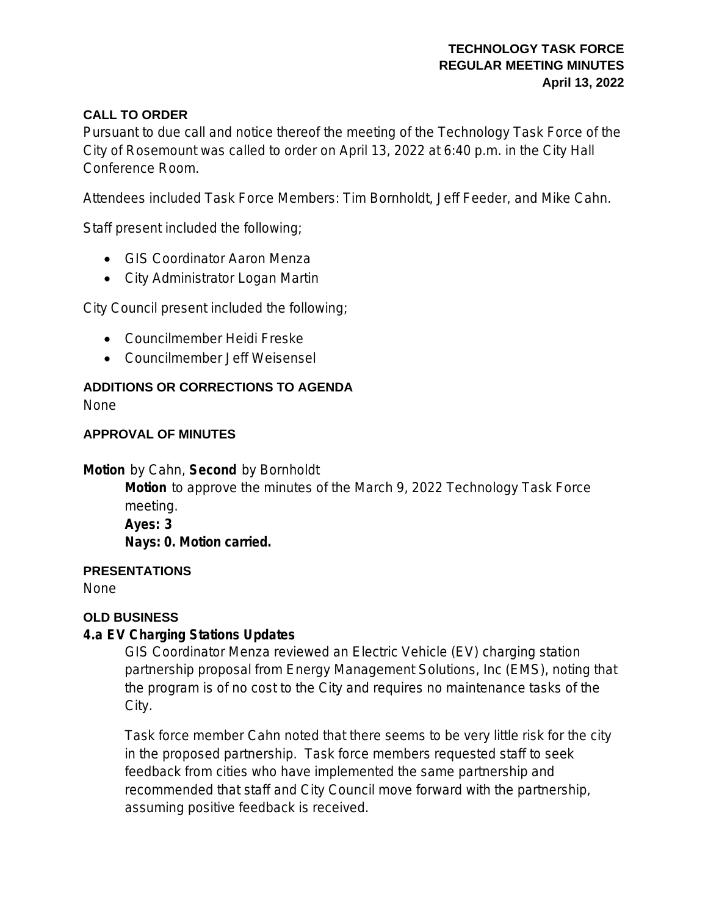# TECHNOLOGY TASK FORCE
## REGULAR MEETING MINUTES
**April 13, 2022**

### CALL TO ORDER

Pursuant to due call and notice thereof the meeting of the Technology Task Force of the City of Rosemount was called to order on April 13, 2022 at 6:40 p.m. in the City Hall Conference Room.

Attendees included Task Force Members: Tim Bornholdt, Jeff Feeder, and Mike Cahn.

Staff present included the following;

- GIS Coordinator Aaron Menza
- City Administrator Logan Martin

City Council present included the following;

- Councilmember Heidi Freske
- Councilmember Jeff Weisensel

### ADDITIONS OR CORRECTIONS TO AGENDA

None

### APPROVAL OF MINUTES

**Motion** by Cahn, **Second** by Bornholdt

> **Motion** to approve the minutes of the March 9, 2022 Technology Task Force meeting.
> **Ayes: 3**
> **Nays: 0. Motion carried.**

### PRESENTATIONS

None

### OLD BUSINESS

**4.a EV Charging Stations Updates**

GIS Coordinator Menza reviewed an Electric Vehicle (EV) charging station partnership proposal from Energy Management Solutions, Inc (EMS), noting that the program is of no cost to the City and requires no maintenance tasks of the City.

Task force member Cahn noted that there seems to be very little risk for the city in the proposed partnership. Task force members requested staff to seek feedback from cities who have implemented the same partnership and recommended that staff and City Council move forward with the partnership, assuming positive feedback is received.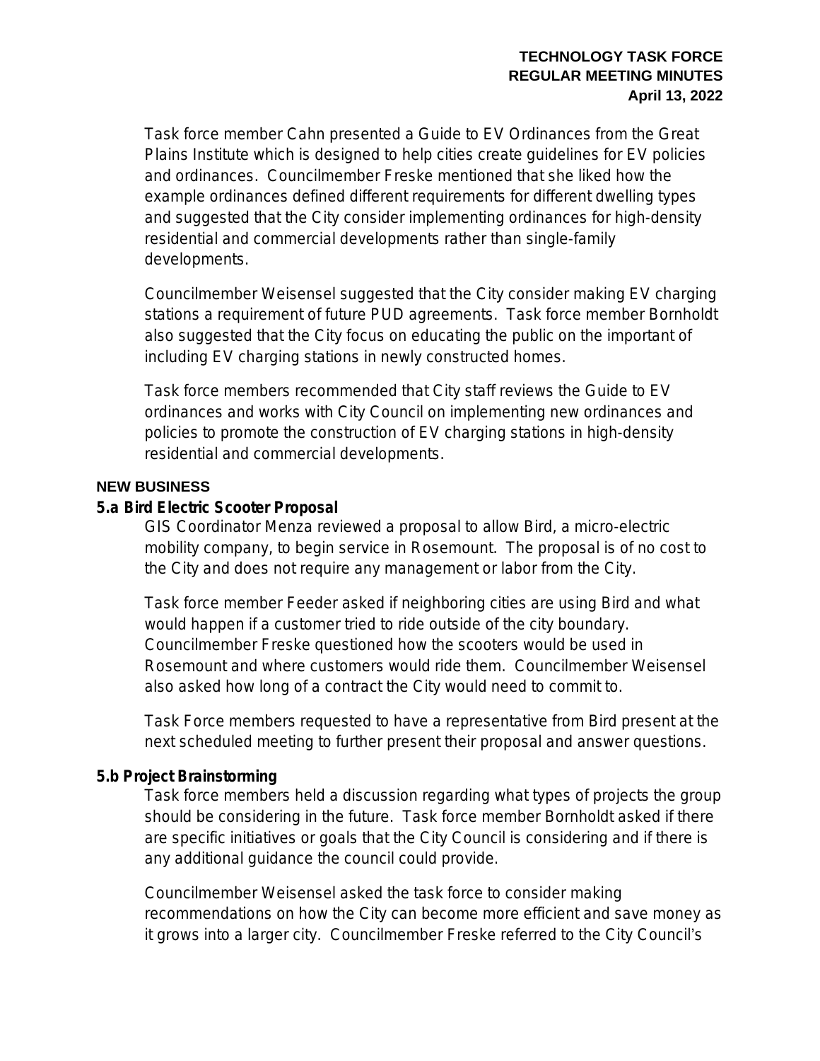Task force member Cahn presented a Guide to EV Ordinances from the Great Plains Institute which is designed to help cities create guidelines for EV policies and ordinances. Councilmember Freske mentioned that she liked how the example ordinances defined different requirements for different dwelling types and suggested that the City consider implementing ordinances for high-density residential and commercial developments rather than single-family developments.

Councilmember Weisensel suggested that the City consider making EV charging stations a requirement of future PUD agreements. Task force member Bornholdt also suggested that the City focus on educating the public on the important of including EV charging stations in newly constructed homes.

Task force members recommended that City staff reviews the Guide to EV ordinances and works with City Council on implementing new ordinances and policies to promote the construction of EV charging stations in high-density residential and commercial developments.

**NEW BUSINESS**

**5.a Bird Electric Scooter Proposal**

GIS Coordinator Menza reviewed a proposal to allow Bird, a micro-electric mobility company, to begin service in Rosemount. The proposal is of no cost to the City and does not require any management or labor from the City.

Task force member Feeder asked if neighboring cities are using Bird and what would happen if a customer tried to ride outside of the city boundary. Councilmember Freske questioned how the scooters would be used in Rosemount and where customers would ride them. Councilmember Weisensel also asked how long of a contract the City would need to commit to.

Task Force members requested to have a representative from Bird present at the next scheduled meeting to further present their proposal and answer questions.

**5.b Project Brainstorming**

Task force members held a discussion regarding what types of projects the group should be considering in the future. Task force member Bornholdt asked if there are specific initiatives or goals that the City Council is considering and if there is any additional guidance the council could provide.

Councilmember Weisensel asked the task force to consider making recommendations on how the City can become more efficient and save money as it grows into a larger city. Councilmember Freske referred to the City Council's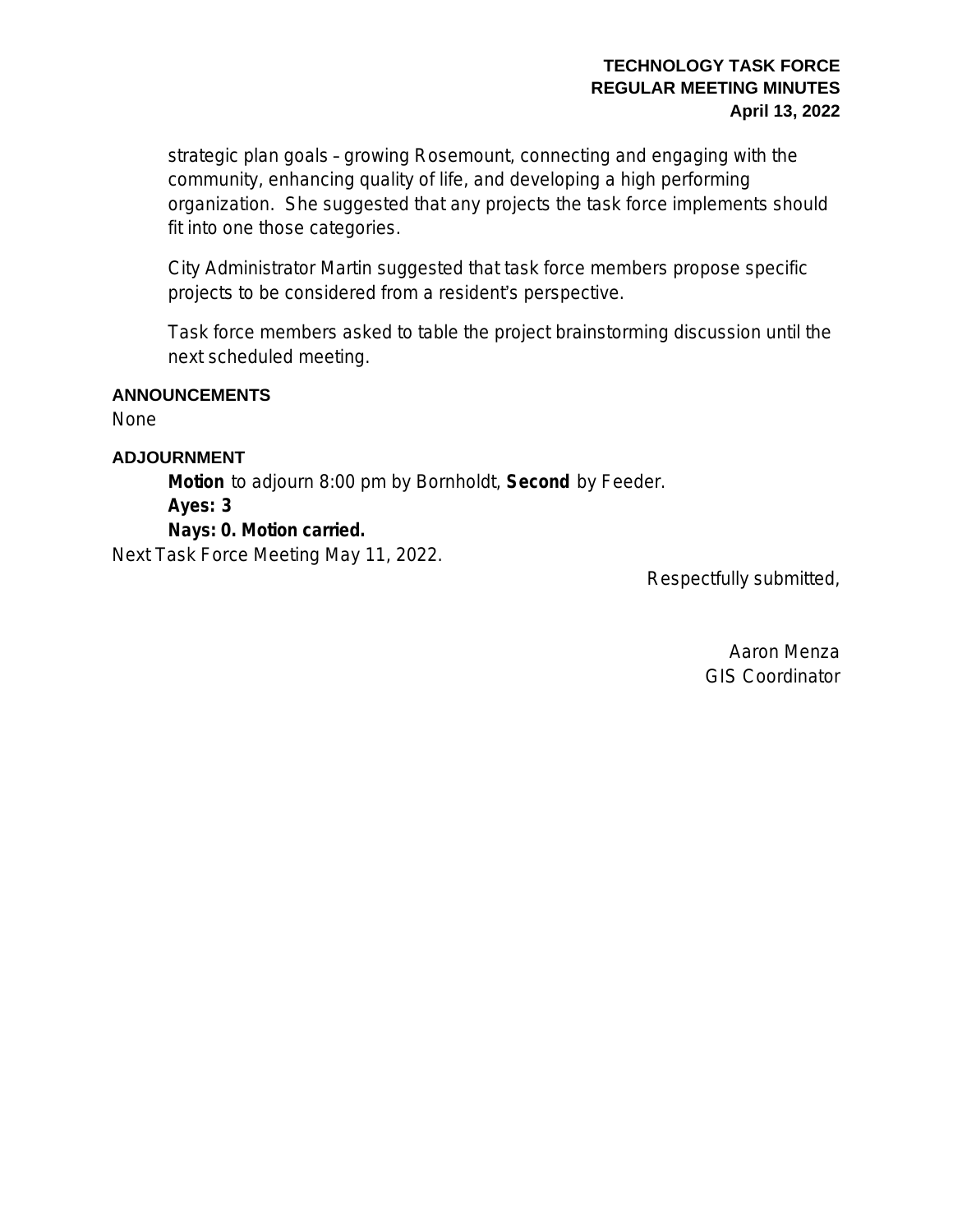strategic plan goals – growing Rosemount, connecting and engaging with the community, enhancing quality of life, and developing a high performing organization. She suggested that any projects the task force implements should fit into one those categories.

City Administrator Martin suggested that task force members propose specific projects to be considered from a resident's perspective.

Task force members asked to table the project brainstorming discussion until the next scheduled meeting.

**ANNOUNCEMENTS**

None

**ADJOURNMENT**

**Motion** to adjourn 8:00 pm by Bornholdt, **Second** by Feeder.
**Ayes: 3**
**Nays: 0. Motion carried.**

Next Task Force Meeting May 11, 2022.

Respectfully submitted,

Aaron Menza
GIS Coordinator